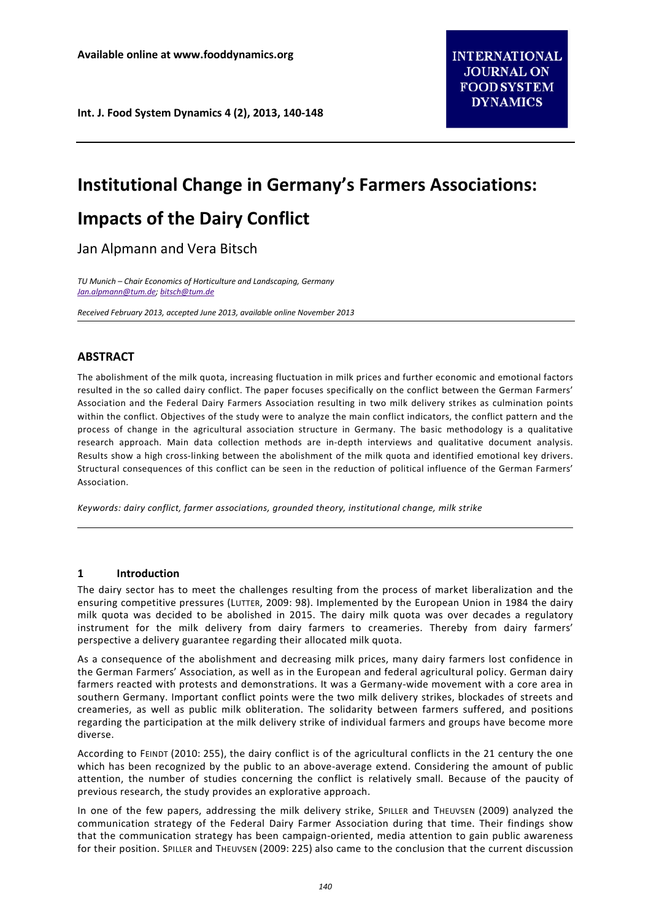Available online at www.fooddynamics.org

INTERNATIONAL JOURNAL ON FOOD SYSTEM DYNAMICS

# Institutional Change in Germany's Farmers Associations: Impacts of the Dairy Conflict

Jan Alpmann and Vera Bitsch

*TU Munich – Chair Economics of Horticulture and Landscaping, Germany*
*Jan.alpmann@tum.de; bitsch@tum.de*

*Received February 2013, accepted June 2013, available online November 2013*

## ABSTRACT

The abolishment of the milk quota, increasing fluctuation in milk prices and further economic and emotional factors resulted in the so called dairy conflict. The paper focuses specifically on the conflict between the German Farmers' Association and the Federal Dairy Farmers Association resulting in two milk delivery strikes as culmination points within the conflict. Objectives of the study were to analyze the main conflict indicators, the conflict pattern and the process of change in the agricultural association structure in Germany. The basic methodology is a qualitative research approach. Main data collection methods are in-depth interviews and qualitative document analysis. Results show a high cross-linking between the abolishment of the milk quota and identified emotional key drivers. Structural consequences of this conflict can be seen in the reduction of political influence of the German Farmers' Association.

*Keywords: dairy conflict, farmer associations, grounded theory, institutional change, milk strike*

## 1 Introduction

The dairy sector has to meet the challenges resulting from the process of market liberalization and the ensuring competitive pressures (LUTTER, 2009: 98). Implemented by the European Union in 1984 the dairy milk quota was decided to be abolished in 2015. The dairy milk quota was over decades a regulatory instrument for the milk delivery from dairy farmers to creameries. Thereby from dairy farmers' perspective a delivery guarantee regarding their allocated milk quota.

As a consequence of the abolishment and decreasing milk prices, many dairy farmers lost confidence in the German Farmers' Association, as well as in the European and federal agricultural policy. German dairy farmers reacted with protests and demonstrations. It was a Germany-wide movement with a core area in southern Germany. Important conflict points were the two milk delivery strikes, blockades of streets and creameries, as well as public milk obliteration. The solidarity between farmers suffered, and positions regarding the participation at the milk delivery strike of individual farmers and groups have become more diverse.

According to FEINDT (2010: 255), the dairy conflict is of the agricultural conflicts in the 21 century the one which has been recognized by the public to an above-average extend. Considering the amount of public attention, the number of studies concerning the conflict is relatively small. Because of the paucity of previous research, the study provides an explorative approach.

In one of the few papers, addressing the milk delivery strike, SPILLER and THEUVSEN (2009) analyzed the communication strategy of the Federal Dairy Farmer Association during that time. Their findings show that the communication strategy has been campaign-oriented, media attention to gain public awareness for their position. SPILLER and THEUVSEN (2009: 225) also came to the conclusion that the current discussion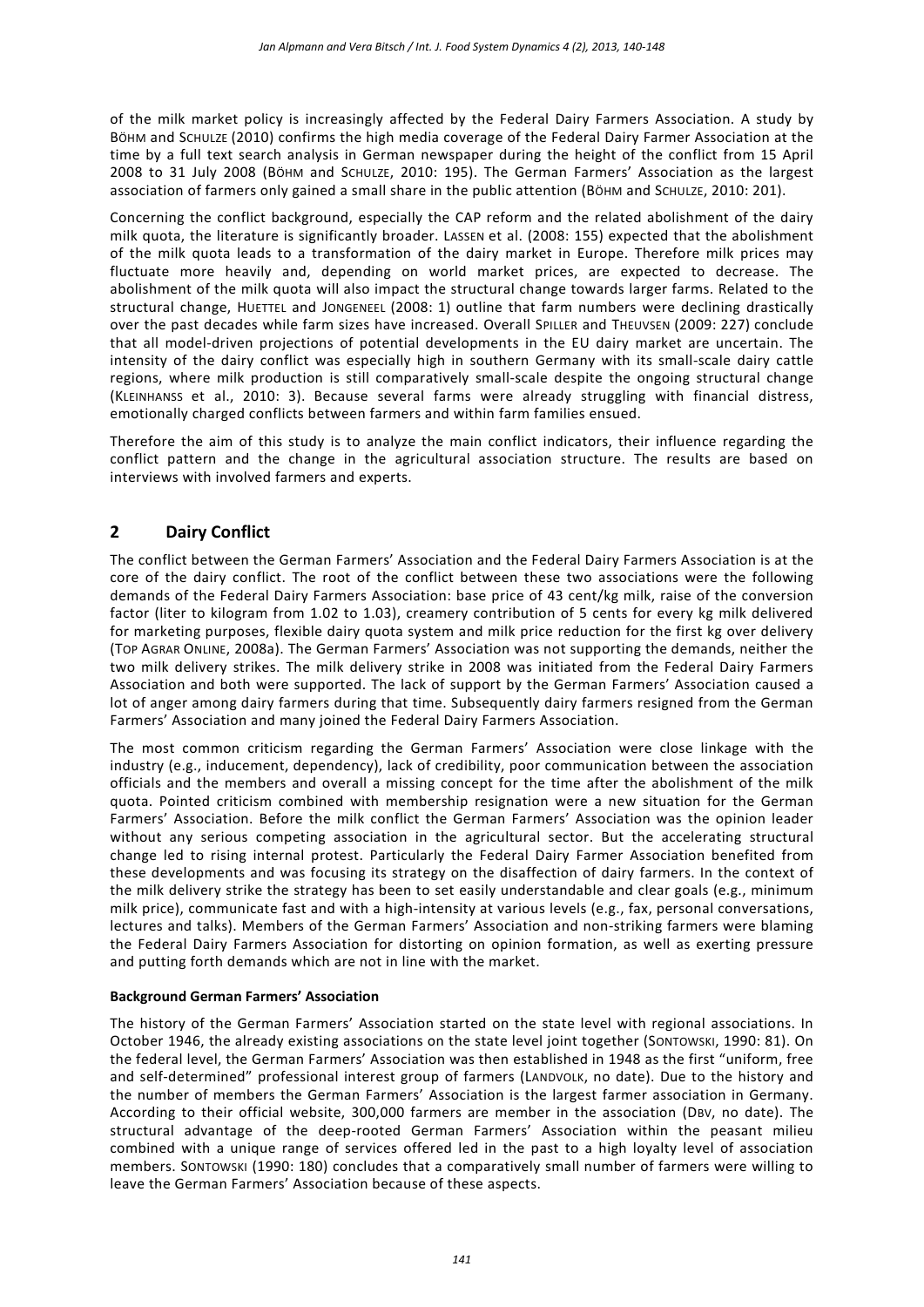of the milk market policy is increasingly affected by the Federal Dairy Farmers Association. A study by BÖHM and SCHULZE (2010) confirms the high media coverage of the Federal Dairy Farmer Association at the time by a full text search analysis in German newspaper during the height of the conflict from 15 April 2008 to 31 July 2008 (BÖHM and SCHULZE, 2010: 195). The German Farmers' Association as the largest association of farmers only gained a small share in the public attention (BÖHM and SCHULZE, 2010: 201).

Concerning the conflict background, especially the CAP reform and the related abolishment of the dairy milk quota, the literature is significantly broader. LASSEN et al. (2008: 155) expected that the abolishment of the milk quota leads to a transformation of the dairy market in Europe. Therefore milk prices may fluctuate more heavily and, depending on world market prices, are expected to decrease. The abolishment of the milk quota will also impact the structural change towards larger farms. Related to the structural change, HUETTEL and JONGENEEL (2008: 1) outline that farm numbers were declining drastically over the past decades while farm sizes have increased. Overall SPILLER and THEUVSEN (2009: 227) conclude that all model-driven projections of potential developments in the EU dairy market are uncertain. The intensity of the dairy conflict was especially high in southern Germany with its small-scale dairy cattle regions, where milk production is still comparatively small-scale despite the ongoing structural change (KLEINHANSS et al., 2010: 3). Because several farms were already struggling with financial distress, emotionally charged conflicts between farmers and within farm families ensued.

Therefore the aim of this study is to analyze the main conflict indicators, their influence regarding the conflict pattern and the change in the agricultural association structure. The results are based on interviews with involved farmers and experts.

## 2 Dairy Conflict

The conflict between the German Farmers' Association and the Federal Dairy Farmers Association is at the core of the dairy conflict. The root of the conflict between these two associations were the following demands of the Federal Dairy Farmers Association: base price of 43 cent/kg milk, raise of the conversion factor (liter to kilogram from 1.02 to 1.03), creamery contribution of 5 cents for every kg milk delivered for marketing purposes, flexible dairy quota system and milk price reduction for the first kg over delivery (TOP AGRAR ONLINE, 2008a). The German Farmers' Association was not supporting the demands, neither the two milk delivery strikes. The milk delivery strike in 2008 was initiated from the Federal Dairy Farmers Association and both were supported. The lack of support by the German Farmers' Association caused a lot of anger among dairy farmers during that time. Subsequently dairy farmers resigned from the German Farmers' Association and many joined the Federal Dairy Farmers Association.

The most common criticism regarding the German Farmers' Association were close linkage with the industry (e.g., inducement, dependency), lack of credibility, poor communication between the association officials and the members and overall a missing concept for the time after the abolishment of the milk quota. Pointed criticism combined with membership resignation were a new situation for the German Farmers' Association. Before the milk conflict the German Farmers' Association was the opinion leader without any serious competing association in the agricultural sector. But the accelerating structural change led to rising internal protest. Particularly the Federal Dairy Farmer Association benefited from these developments and was focusing its strategy on the disaffection of dairy farmers. In the context of the milk delivery strike the strategy has been to set easily understandable and clear goals (e.g., minimum milk price), communicate fast and with a high-intensity at various levels (e.g., fax, personal conversations, lectures and talks). Members of the German Farmers' Association and non-striking farmers were blaming the Federal Dairy Farmers Association for distorting on opinion formation, as well as exerting pressure and putting forth demands which are not in line with the market.

**Background German Farmers' Association**

The history of the German Farmers' Association started on the state level with regional associations. In October 1946, the already existing associations on the state level joint together (SONTOWSKI, 1990: 81). On the federal level, the German Farmers' Association was then established in 1948 as the first "uniform, free and self-determined" professional interest group of farmers (LANDVOLK, no date). Due to the history and the number of members the German Farmers' Association is the largest farmer association in Germany. According to their official website, 300,000 farmers are member in the association (DBV, no date). The structural advantage of the deep-rooted German Farmers' Association within the peasant milieu combined with a unique range of services offered led in the past to a high loyalty level of association members. SONTOWSKI (1990: 180) concludes that a comparatively small number of farmers were willing to leave the German Farmers' Association because of these aspects.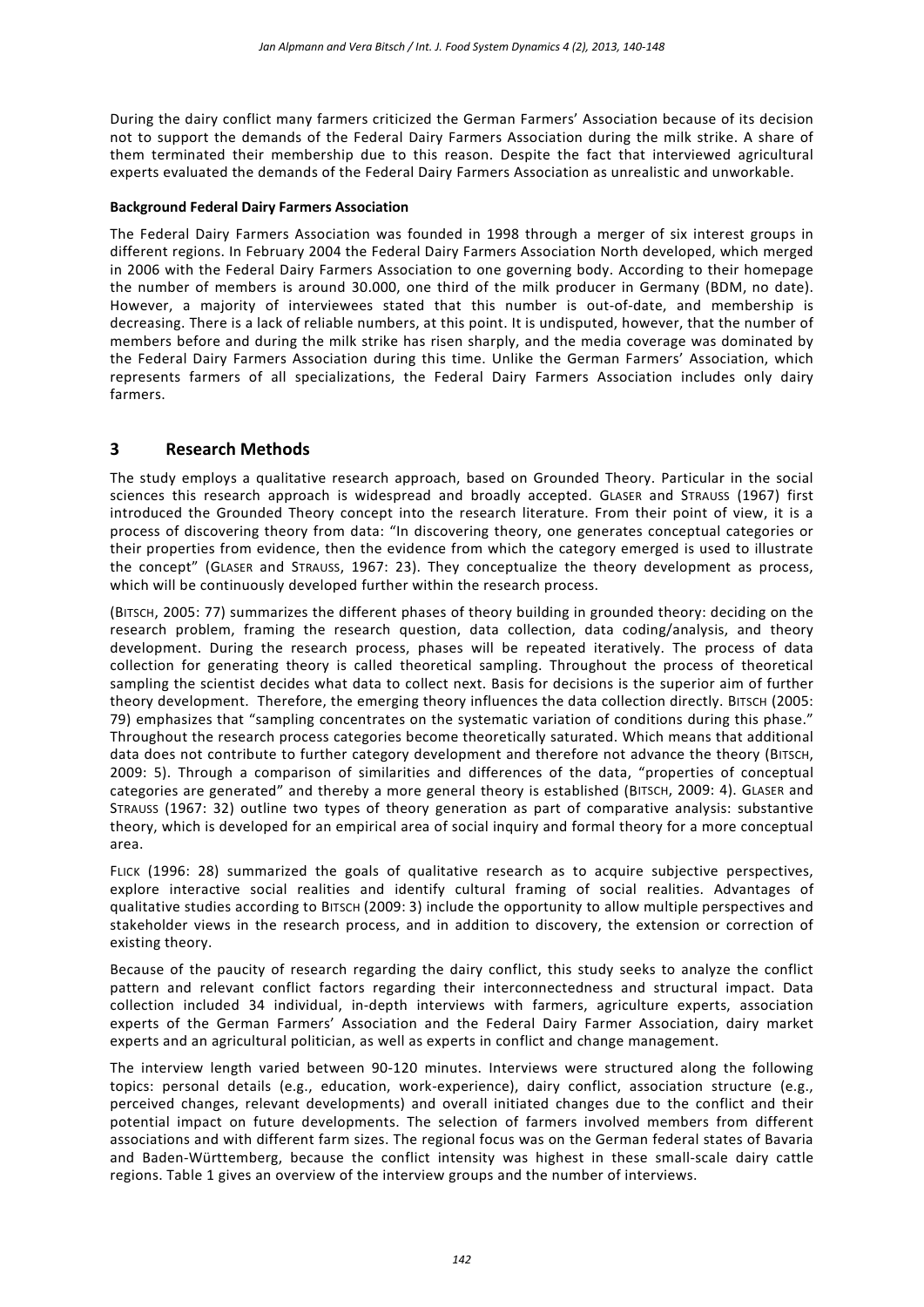During the dairy conflict many farmers criticized the German Farmers' Association because of its decision not to support the demands of the Federal Dairy Farmers Association during the milk strike. A share of them terminated their membership due to this reason. Despite the fact that interviewed agricultural experts evaluated the demands of the Federal Dairy Farmers Association as unrealistic and unworkable.

**Background Federal Dairy Farmers Association**

The Federal Dairy Farmers Association was founded in 1998 through a merger of six interest groups in different regions. In February 2004 the Federal Dairy Farmers Association North developed, which merged in 2006 with the Federal Dairy Farmers Association to one governing body. According to their homepage the number of members is around 30.000, one third of the milk producer in Germany (BDM, no date). However, a majority of interviewees stated that this number is out-of-date, and membership is decreasing. There is a lack of reliable numbers, at this point. It is undisputed, however, that the number of members before and during the milk strike has risen sharply, and the media coverage was dominated by the Federal Dairy Farmers Association during this time. Unlike the German Farmers' Association, which represents farmers of all specializations, the Federal Dairy Farmers Association includes only dairy farmers.

## 3 Research Methods

The study employs a qualitative research approach, based on Grounded Theory. Particular in the social sciences this research approach is widespread and broadly accepted. Glaser and Strauss (1967) first introduced the Grounded Theory concept into the research literature. From their point of view, it is a process of discovering theory from data: "In discovering theory, one generates conceptual categories or their properties from evidence, then the evidence from which the category emerged is used to illustrate the concept" (Glaser and Strauss, 1967: 23). They conceptualize the theory development as process, which will be continuously developed further within the research process.

(Bitsch, 2005: 77) summarizes the different phases of theory building in grounded theory: deciding on the research problem, framing the research question, data collection, data coding/analysis, and theory development. During the research process, phases will be repeated iteratively. The process of data collection for generating theory is called theoretical sampling. Throughout the process of theoretical sampling the scientist decides what data to collect next. Basis for decisions is the superior aim of further theory development. Therefore, the emerging theory influences the data collection directly. Bitsch (2005: 79) emphasizes that "sampling concentrates on the systematic variation of conditions during this phase." Throughout the research process categories become theoretically saturated. Which means that additional data does not contribute to further category development and therefore not advance the theory (Bitsch, 2009: 5). Through a comparison of similarities and differences of the data, "properties of conceptual categories are generated" and thereby a more general theory is established (Bitsch, 2009: 4). Glaser and Strauss (1967: 32) outline two types of theory generation as part of comparative analysis: substantive theory, which is developed for an empirical area of social inquiry and formal theory for a more conceptual area.

Flick (1996: 28) summarized the goals of qualitative research as to acquire subjective perspectives, explore interactive social realities and identify cultural framing of social realities. Advantages of qualitative studies according to Bitsch (2009: 3) include the opportunity to allow multiple perspectives and stakeholder views in the research process, and in addition to discovery, the extension or correction of existing theory.

Because of the paucity of research regarding the dairy conflict, this study seeks to analyze the conflict pattern and relevant conflict factors regarding their interconnectedness and structural impact. Data collection included 34 individual, in-depth interviews with farmers, agriculture experts, association experts of the German Farmers' Association and the Federal Dairy Farmer Association, dairy market experts and an agricultural politician, as well as experts in conflict and change management.

The interview length varied between 90-120 minutes. Interviews were structured along the following topics: personal details (e.g., education, work-experience), dairy conflict, association structure (e.g., perceived changes, relevant developments) and overall initiated changes due to the conflict and their potential impact on future developments. The selection of farmers involved members from different associations and with different farm sizes. The regional focus was on the German federal states of Bavaria and Baden-Württemberg, because the conflict intensity was highest in these small-scale dairy cattle regions. Table 1 gives an overview of the interview groups and the number of interviews.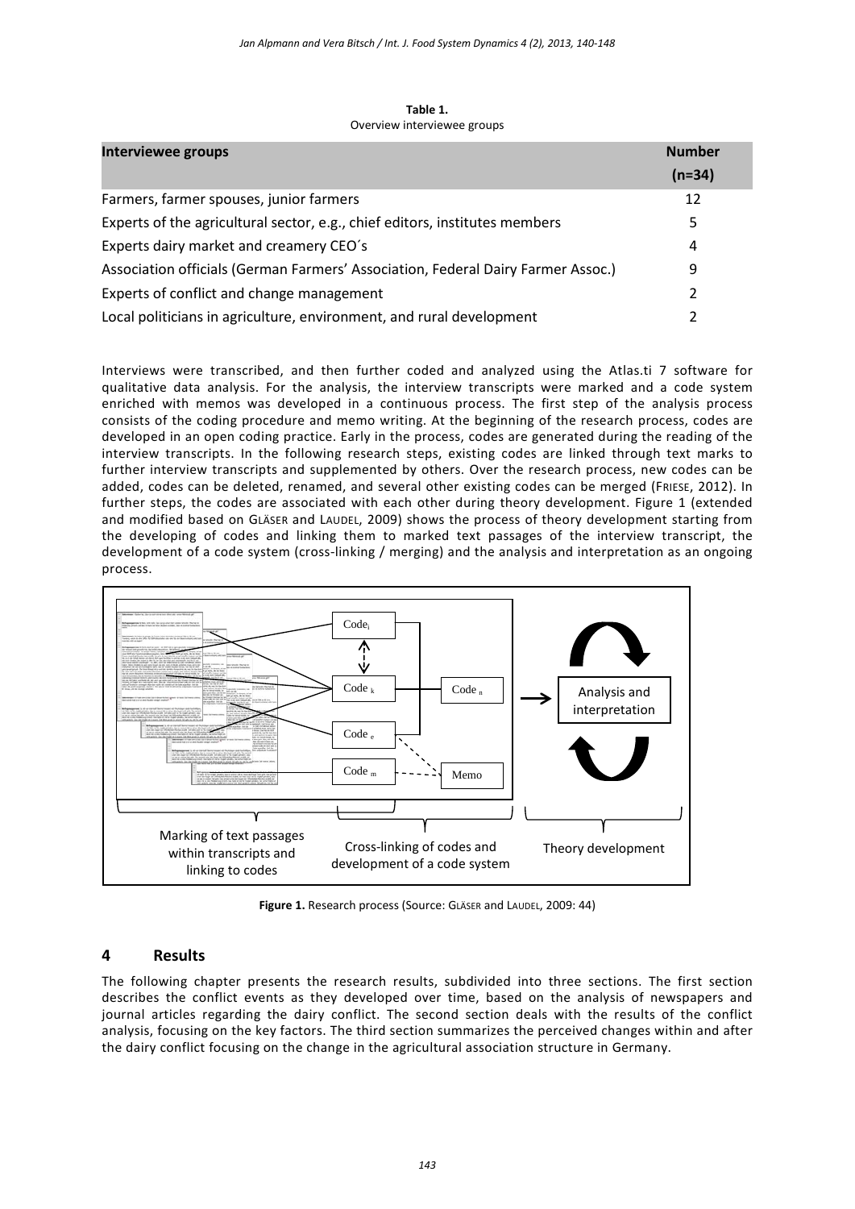**Table 1.**
Overview interviewee groups

| Interviewee groups | Number (n=34) |
|---|---|
| Farmers, farmer spouses, junior farmers | 12 |
| Experts of the agricultural sector, e.g., chief editors, institutes members | 5 |
| Experts dairy market and creamery CEO´s | 4 |
| Association officials (German Farmers' Association, Federal Dairy Farmer Assoc.) | 9 |
| Experts of conflict and change management | 2 |
| Local politicians in agriculture, environment, and rural development | 2 |

Interviews were transcribed, and then further coded and analyzed using the Atlas.ti 7 software for qualitative data analysis. For the analysis, the interview transcripts were marked and a code system enriched with memos was developed in a continuous process. The first step of the analysis process consists of the coding procedure and memo writing. At the beginning of the research process, codes are developed in an open coding practice. Early in the process, codes are generated during the reading of the interview transcripts. In the following research steps, existing codes are linked through text marks to further interview transcripts and supplemented by others. Over the research process, new codes can be added, codes can be deleted, renamed, and several other existing codes can be merged (FRIESE, 2012). In further steps, the codes are associated with each other during theory development. Figure 1 (extended and modified based on GLÄSER and LAUDEL, 2009) shows the process of theory development starting from the developing of codes and linking them to marked text passages of the interview transcript, the development of a code system (cross-linking / merging) and the analysis and interpretation as an ongoing process.

Code$_i$ | Code$_k$ | Code$_n$ | Code$_e$ | Code$_m$ | Memo | Analysis and interpretation

Marking of text passages within transcripts and linking to codes | Cross-linking of codes and development of a code system | Theory development

**Figure 1.** Research process (Source: GLÄSER and LAUDEL, 2009: 44)

## 4 Results

The following chapter presents the research results, subdivided into three sections. The first section describes the conflict events as they developed over time, based on the analysis of newspapers and journal articles regarding the dairy conflict. The second section deals with the results of the conflict analysis, focusing on the key factors. The third section summarizes the perceived changes within and after the dairy conflict focusing on the change in the agricultural association structure in Germany.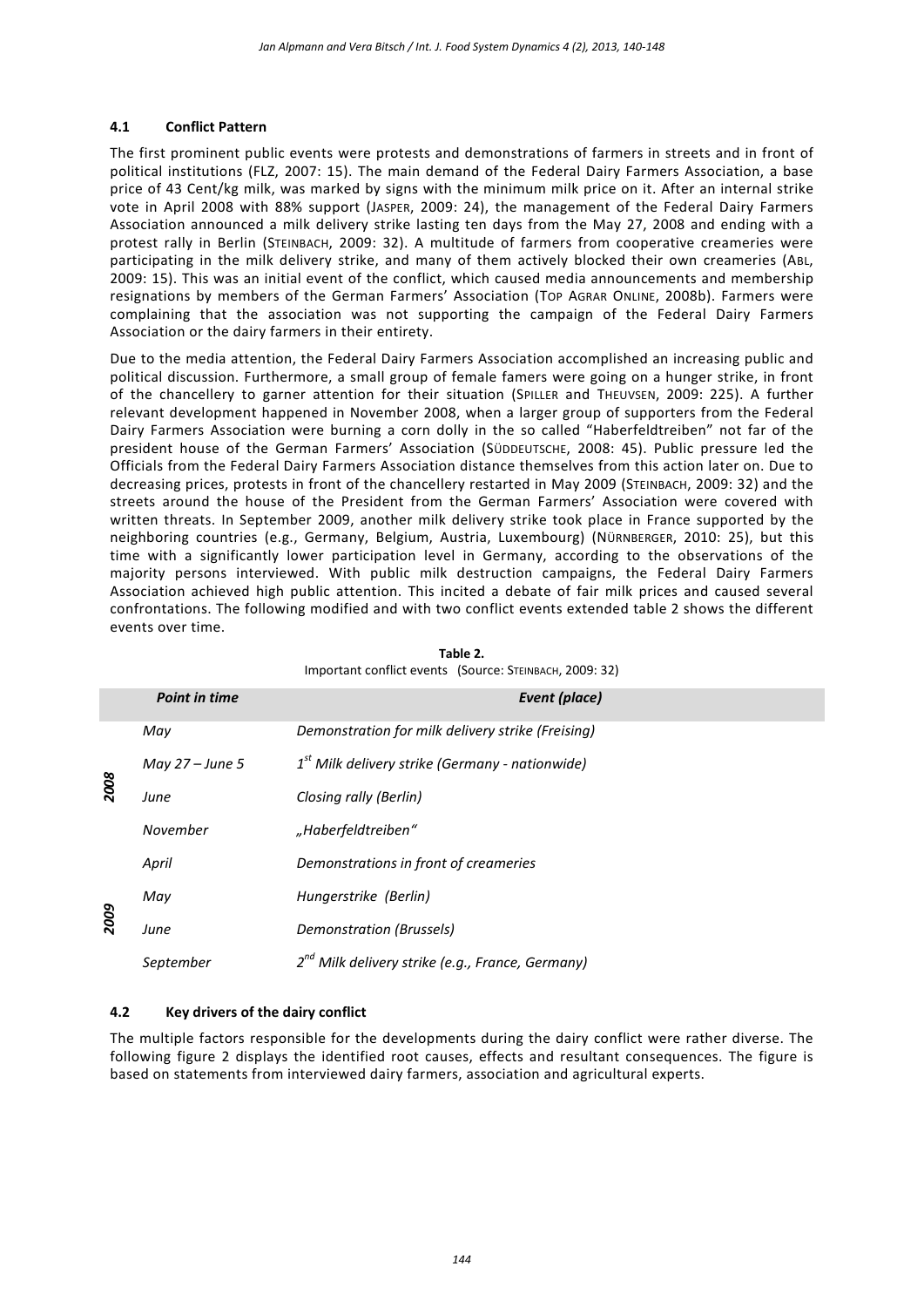### 4.1 Conflict Pattern

The first prominent public events were protests and demonstrations of farmers in streets and in front of political institutions (FLZ, 2007: 15). The main demand of the Federal Dairy Farmers Association, a base price of 43 Cent/kg milk, was marked by signs with the minimum milk price on it. After an internal strike vote in April 2008 with 88% support (JASPER, 2009: 24), the management of the Federal Dairy Farmers Association announced a milk delivery strike lasting ten days from the May 27, 2008 and ending with a protest rally in Berlin (STEINBACH, 2009: 32). A multitude of farmers from cooperative creameries were participating in the milk delivery strike, and many of them actively blocked their own creameries (ABL, 2009: 15). This was an initial event of the conflict, which caused media announcements and membership resignations by members of the German Farmers' Association (TOP AGRAR ONLINE, 2008b). Farmers were complaining that the association was not supporting the campaign of the Federal Dairy Farmers Association or the dairy farmers in their entirety.

Due to the media attention, the Federal Dairy Farmers Association accomplished an increasing public and political discussion. Furthermore, a small group of female famers were going on a hunger strike, in front of the chancellery to garner attention for their situation (SPILLER and THEUVSEN, 2009: 225). A further relevant development happened in November 2008, when a larger group of supporters from the Federal Dairy Farmers Association were burning a corn dolly in the so called "Haberfeldtreiben" not far of the president house of the German Farmers' Association (SÜDDEUTSCHE, 2008: 45). Public pressure led the Officials from the Federal Dairy Farmers Association distance themselves from this action later on. Due to decreasing prices, protests in front of the chancellery restarted in May 2009 (STEINBACH, 2009: 32) and the streets around the house of the President from the German Farmers' Association were covered with written threats. In September 2009, another milk delivery strike took place in France supported by the neighboring countries (e.g., Germany, Belgium, Austria, Luxembourg) (NÜRNBERGER, 2010: 25), but this time with a significantly lower participation level in Germany, according to the observations of the majority persons interviewed. With public milk destruction campaigns, the Federal Dairy Farmers Association achieved high public attention. This incited a debate of fair milk prices and caused several confrontations. The following modified and with two conflict events extended table 2 shows the different events over time.

**Table 2.**
Important conflict events (Source: STEINBACH, 2009: 32)

| | *Point in time* | *Event (place)* |
|---|---|---|
| *2008* | *May* | *Demonstration for milk delivery strike (Freising)* |
| | *May 27 – June 5* | *1st Milk delivery strike (Germany - nationwide)* |
| | *June* | *Closing rally (Berlin)* |
| | *November* | *„Haberfeldtreiben"* |
| *2009* | *April* | *Demonstrations in front of creameries* |
| | *May* | *Hungerstrike (Berlin)* |
| | *June* | *Demonstration (Brussels)* |
| | *September* | *2nd Milk delivery strike (e.g., France, Germany)* |

### 4.2 Key drivers of the dairy conflict

The multiple factors responsible for the developments during the dairy conflict were rather diverse. The following figure 2 displays the identified root causes, effects and resultant consequences. The figure is based on statements from interviewed dairy farmers, association and agricultural experts.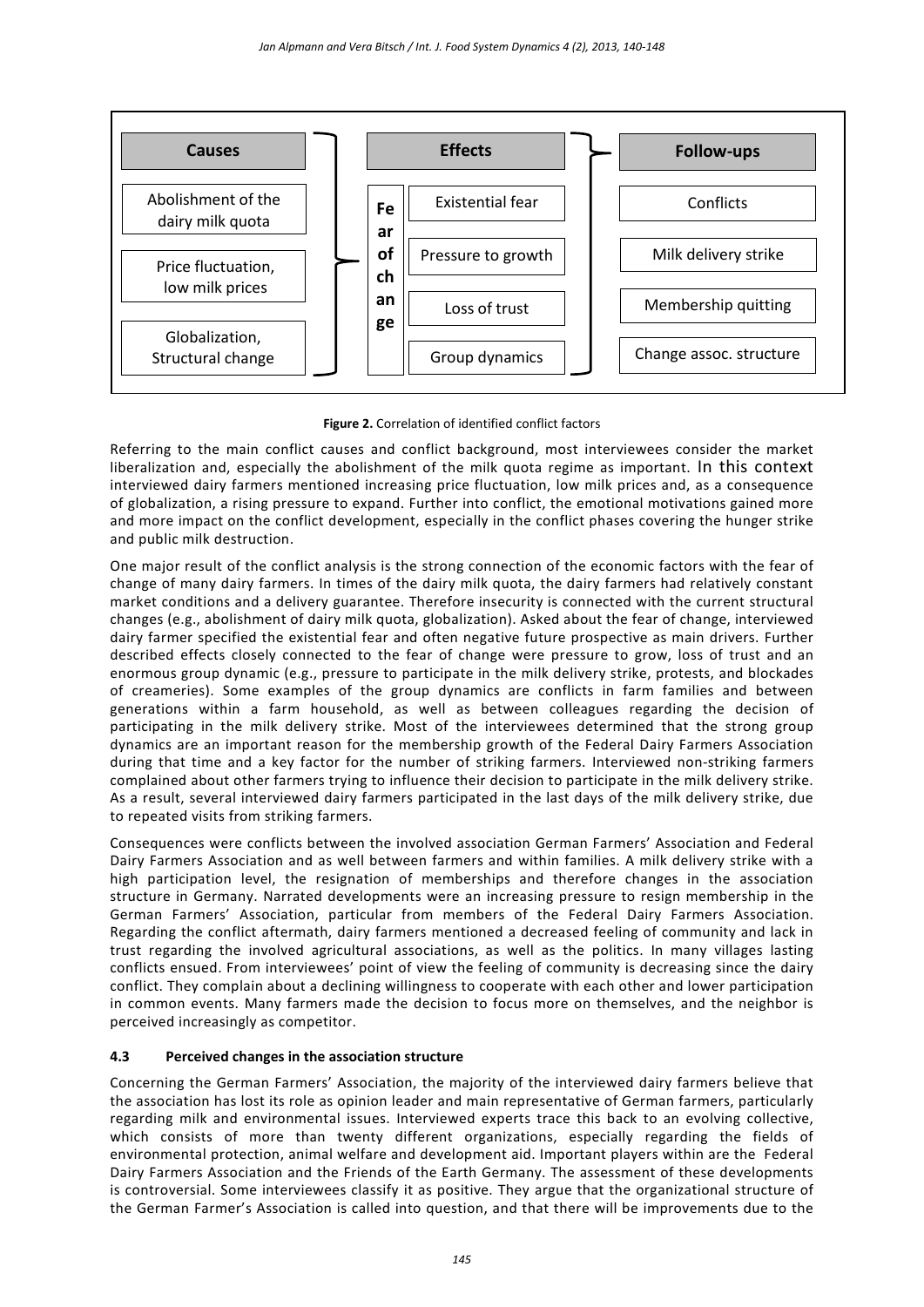| Causes | Effects | | Follow-ups |
|---|---|---|---|
| Abolishment of the dairy milk quota | Fear of change | Existential fear | Conflicts |
| Price fluctuation, low milk prices | | Pressure to growth | Milk delivery strike |
| Globalization, Structural change | | Loss of trust | Membership quitting |
| | | Group dynamics | Change assoc. structure |

**Figure 2.** Correlation of identified conflict factors

Referring to the main conflict causes and conflict background, most interviewees consider the market liberalization and, especially the abolishment of the milk quota regime as important. In this context interviewed dairy farmers mentioned increasing price fluctuation, low milk prices and, as a consequence of globalization, a rising pressure to expand. Further into conflict, the emotional motivations gained more and more impact on the conflict development, especially in the conflict phases covering the hunger strike and public milk destruction.

One major result of the conflict analysis is the strong connection of the economic factors with the fear of change of many dairy farmers. In times of the dairy milk quota, the dairy farmers had relatively constant market conditions and a delivery guarantee. Therefore insecurity is connected with the current structural changes (e.g., abolishment of dairy milk quota, globalization). Asked about the fear of change, interviewed dairy farmer specified the existential fear and often negative future prospective as main drivers. Further described effects closely connected to the fear of change were pressure to grow, loss of trust and an enormous group dynamic (e.g., pressure to participate in the milk delivery strike, protests, and blockades of creameries). Some examples of the group dynamics are conflicts in farm families and between generations within a farm household, as well as between colleagues regarding the decision of participating in the milk delivery strike. Most of the interviewees determined that the strong group dynamics are an important reason for the membership growth of the Federal Dairy Farmers Association during that time and a key factor for the number of striking farmers. Interviewed non-striking farmers complained about other farmers trying to influence their decision to participate in the milk delivery strike. As a result, several interviewed dairy farmers participated in the last days of the milk delivery strike, due to repeated visits from striking farmers.

Consequences were conflicts between the involved association German Farmers' Association and Federal Dairy Farmers Association and as well between farmers and within families. A milk delivery strike with a high participation level, the resignation of memberships and therefore changes in the association structure in Germany. Narrated developments were an increasing pressure to resign membership in the German Farmers' Association, particular from members of the Federal Dairy Farmers Association. Regarding the conflict aftermath, dairy farmers mentioned a decreased feeling of community and lack in trust regarding the involved agricultural associations, as well as the politics. In many villages lasting conflicts ensued. From interviewees' point of view the feeling of community is decreasing since the dairy conflict. They complain about a declining willingness to cooperate with each other and lower participation in common events. Many farmers made the decision to focus more on themselves, and the neighbor is perceived increasingly as competitor.

### 4.3 Perceived changes in the association structure

Concerning the German Farmers' Association, the majority of the interviewed dairy farmers believe that the association has lost its role as opinion leader and main representative of German farmers, particularly regarding milk and environmental issues. Interviewed experts trace this back to an evolving collective, which consists of more than twenty different organizations, especially regarding the fields of environmental protection, animal welfare and development aid. Important players within are the Federal Dairy Farmers Association and the Friends of the Earth Germany. The assessment of these developments is controversial. Some interviewees classify it as positive. They argue that the organizational structure of the German Farmer's Association is called into question, and that there will be improvements due to the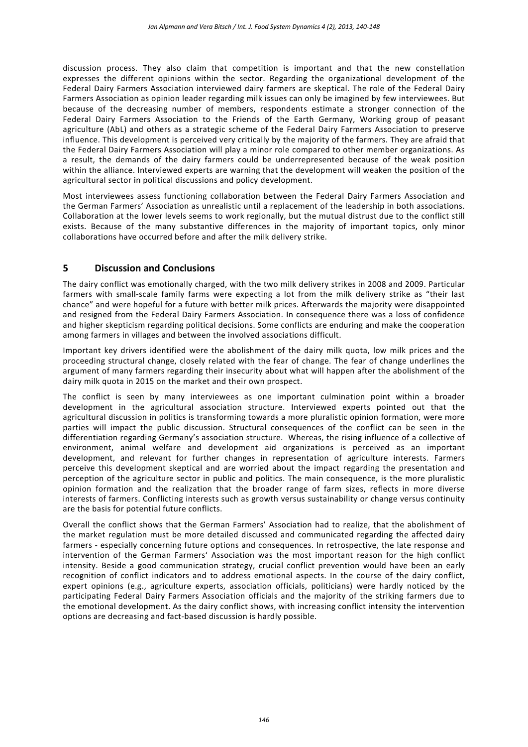discussion process. They also claim that competition is important and that the new constellation expresses the different opinions within the sector. Regarding the organizational development of the Federal Dairy Farmers Association interviewed dairy farmers are skeptical. The role of the Federal Dairy Farmers Association as opinion leader regarding milk issues can only be imagined by few interviewees. But because of the decreasing number of members, respondents estimate a stronger connection of the Federal Dairy Farmers Association to the Friends of the Earth Germany, Working group of peasant agriculture (AbL) and others as a strategic scheme of the Federal Dairy Farmers Association to preserve influence. This development is perceived very critically by the majority of the farmers. They are afraid that the Federal Dairy Farmers Association will play a minor role compared to other member organizations. As a result, the demands of the dairy farmers could be underrepresented because of the weak position within the alliance. Interviewed experts are warning that the development will weaken the position of the agricultural sector in political discussions and policy development.

Most interviewees assess functioning collaboration between the Federal Dairy Farmers Association and the German Farmers' Association as unrealistic until a replacement of the leadership in both associations. Collaboration at the lower levels seems to work regionally, but the mutual distrust due to the conflict still exists. Because of the many substantive differences in the majority of important topics, only minor collaborations have occurred before and after the milk delivery strike.

## 5 Discussion and Conclusions

The dairy conflict was emotionally charged, with the two milk delivery strikes in 2008 and 2009. Particular farmers with small-scale family farms were expecting a lot from the milk delivery strike as "their last chance" and were hopeful for a future with better milk prices. Afterwards the majority were disappointed and resigned from the Federal Dairy Farmers Association. In consequence there was a loss of confidence and higher skepticism regarding political decisions. Some conflicts are enduring and make the cooperation among farmers in villages and between the involved associations difficult.

Important key drivers identified were the abolishment of the dairy milk quota, low milk prices and the proceeding structural change, closely related with the fear of change. The fear of change underlines the argument of many farmers regarding their insecurity about what will happen after the abolishment of the dairy milk quota in 2015 on the market and their own prospect.

The conflict is seen by many interviewees as one important culmination point within a broader development in the agricultural association structure. Interviewed experts pointed out that the agricultural discussion in politics is transforming towards a more pluralistic opinion formation, were more parties will impact the public discussion. Structural consequences of the conflict can be seen in the differentiation regarding Germany's association structure. Whereas, the rising influence of a collective of environment, animal welfare and development aid organizations is perceived as an important development, and relevant for further changes in representation of agriculture interests. Farmers perceive this development skeptical and are worried about the impact regarding the presentation and perception of the agriculture sector in public and politics. The main consequence, is the more pluralistic opinion formation and the realization that the broader range of farm sizes, reflects in more diverse interests of farmers. Conflicting interests such as growth versus sustainability or change versus continuity are the basis for potential future conflicts.

Overall the conflict shows that the German Farmers' Association had to realize, that the abolishment of the market regulation must be more detailed discussed and communicated regarding the affected dairy farmers - especially concerning future options and consequences. In retrospective, the late response and intervention of the German Farmers' Association was the most important reason for the high conflict intensity. Beside a good communication strategy, crucial conflict prevention would have been an early recognition of conflict indicators and to address emotional aspects. In the course of the dairy conflict, expert opinions (e.g., agriculture experts, association officials, politicians) were hardly noticed by the participating Federal Dairy Farmers Association officials and the majority of the striking farmers due to the emotional development. As the dairy conflict shows, with increasing conflict intensity the intervention options are decreasing and fact-based discussion is hardly possible.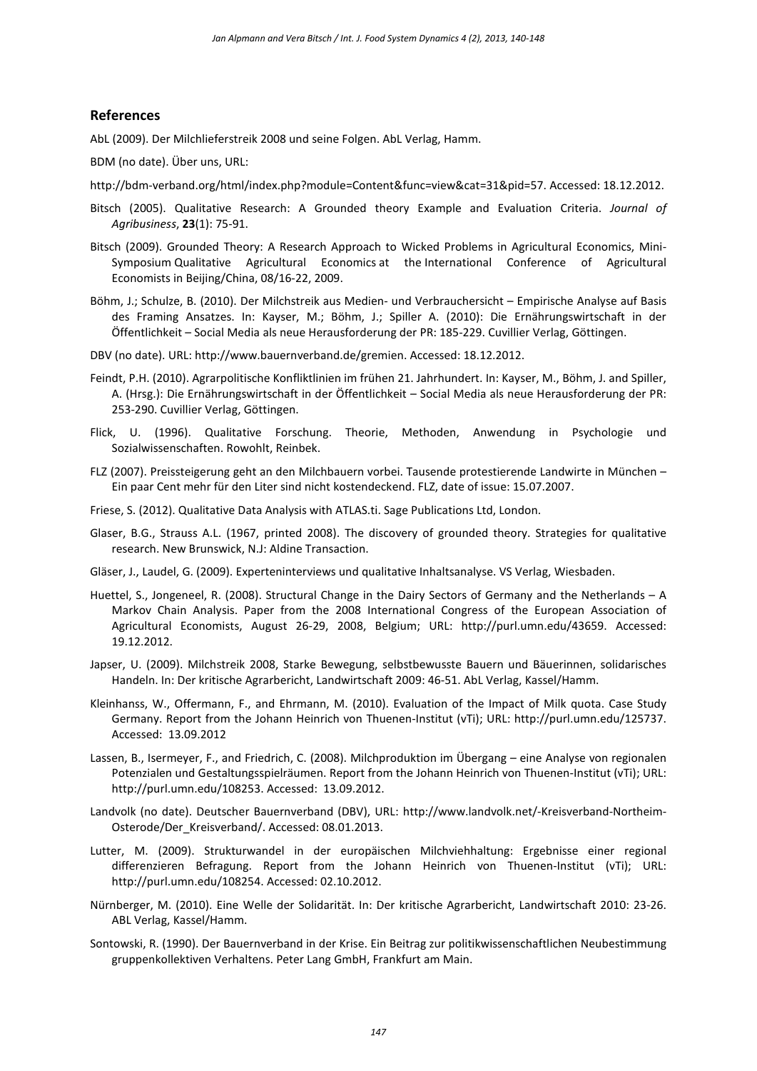## References

AbL (2009). Der Milchlieferstreik 2008 und seine Folgen. AbL Verlag, Hamm.

BDM (no date). Über uns, URL:

http://bdm-verband.org/html/index.php?module=Content&func=view&cat=31&pid=57. Accessed: 18.12.2012.

Bitsch (2005). Qualitative Research: A Grounded theory Example and Evaluation Criteria. *Journal of Agribusiness*, **23**(1): 75-91.

Bitsch (2009). Grounded Theory: A Research Approach to Wicked Problems in Agricultural Economics, Mini-Symposium Qualitative Agricultural Economics at the International Conference of Agricultural Economists in Beijing/China, 08/16-22, 2009.

Böhm, J.; Schulze, B. (2010). Der Milchstreik aus Medien- und Verbrauchersicht – Empirische Analyse auf Basis des Framing Ansatzes. In: Kayser, M.; Böhm, J.; Spiller A. (2010): Die Ernährungswirtschaft in der Öffentlichkeit – Social Media als neue Herausforderung der PR: 185-229. Cuvillier Verlag, Göttingen.

DBV (no date). URL: http://www.bauernverband.de/gremien. Accessed: 18.12.2012.

Feindt, P.H. (2010). Agrarpolitische Konfliktlinien im frühen 21. Jahrhundert. In: Kayser, M., Böhm, J. and Spiller, A. (Hrsg.): Die Ernährungswirtschaft in der Öffentlichkeit – Social Media als neue Herausforderung der PR: 253-290. Cuvillier Verlag, Göttingen.

Flick, U. (1996). Qualitative Forschung. Theorie, Methoden, Anwendung in Psychologie und Sozialwissenschaften. Rowohlt, Reinbek.

FLZ (2007). Preissteigerung geht an den Milchbauern vorbei. Tausende protestierende Landwirte in München – Ein paar Cent mehr für den Liter sind nicht kostendeckend. FLZ, date of issue: 15.07.2007.

Friese, S. (2012). Qualitative Data Analysis with ATLAS.ti. Sage Publications Ltd, London.

Glaser, B.G., Strauss A.L. (1967, printed 2008). The discovery of grounded theory. Strategies for qualitative research. New Brunswick, N.J: Aldine Transaction.

Gläser, J., Laudel, G. (2009). Experteninterviews und qualitative Inhaltsanalyse. VS Verlag, Wiesbaden.

Huettel, S., Jongeneel, R. (2008). Structural Change in the Dairy Sectors of Germany and the Netherlands – A Markov Chain Analysis. Paper from the 2008 International Congress of the European Association of Agricultural Economists, August 26-29, 2008, Belgium; URL: http://purl.umn.edu/43659. Accessed: 19.12.2012.

Japser, U. (2009). Milchstreik 2008, Starke Bewegung, selbstbewusste Bauern und Bäuerinnen, solidarisches Handeln. In: Der kritische Agrarbericht, Landwirtschaft 2009: 46-51. AbL Verlag, Kassel/Hamm.

Kleinhanss, W., Offermann, F., and Ehrmann, M. (2010). Evaluation of the Impact of Milk quota. Case Study Germany. Report from the Johann Heinrich von Thuenen-Institut (vTi); URL: http://purl.umn.edu/125737. Accessed: 13.09.2012

Lassen, B., Isermeyer, F., and Friedrich, C. (2008). Milchproduktion im Übergang – eine Analyse von regionalen Potenzialen und Gestaltungsspielräumen. Report from the Johann Heinrich von Thuenen-Institut (vTi); URL: http://purl.umn.edu/108253. Accessed: 13.09.2012.

Landvolk (no date). Deutscher Bauernverband (DBV), URL: http://www.landvolk.net/-Kreisverband-Northeim-Osterode/Der_Kreisverband/. Accessed: 08.01.2013.

Lutter, M. (2009). Strukturwandel in der europäischen Milchviehhaltung: Ergebnisse einer regional differenzieren Befragung. Report from the Johann Heinrich von Thuenen-Institut (vTi); URL: http://purl.umn.edu/108254. Accessed: 02.10.2012.

Nürnberger, M. (2010). Eine Welle der Solidarität. In: Der kritische Agrarbericht, Landwirtschaft 2010: 23-26. ABL Verlag, Kassel/Hamm.

Sontowski, R. (1990). Der Bauernverband in der Krise. Ein Beitrag zur politikwissenschaftlichen Neubestimmung gruppenkollektiven Verhaltens. Peter Lang GmbH, Frankfurt am Main.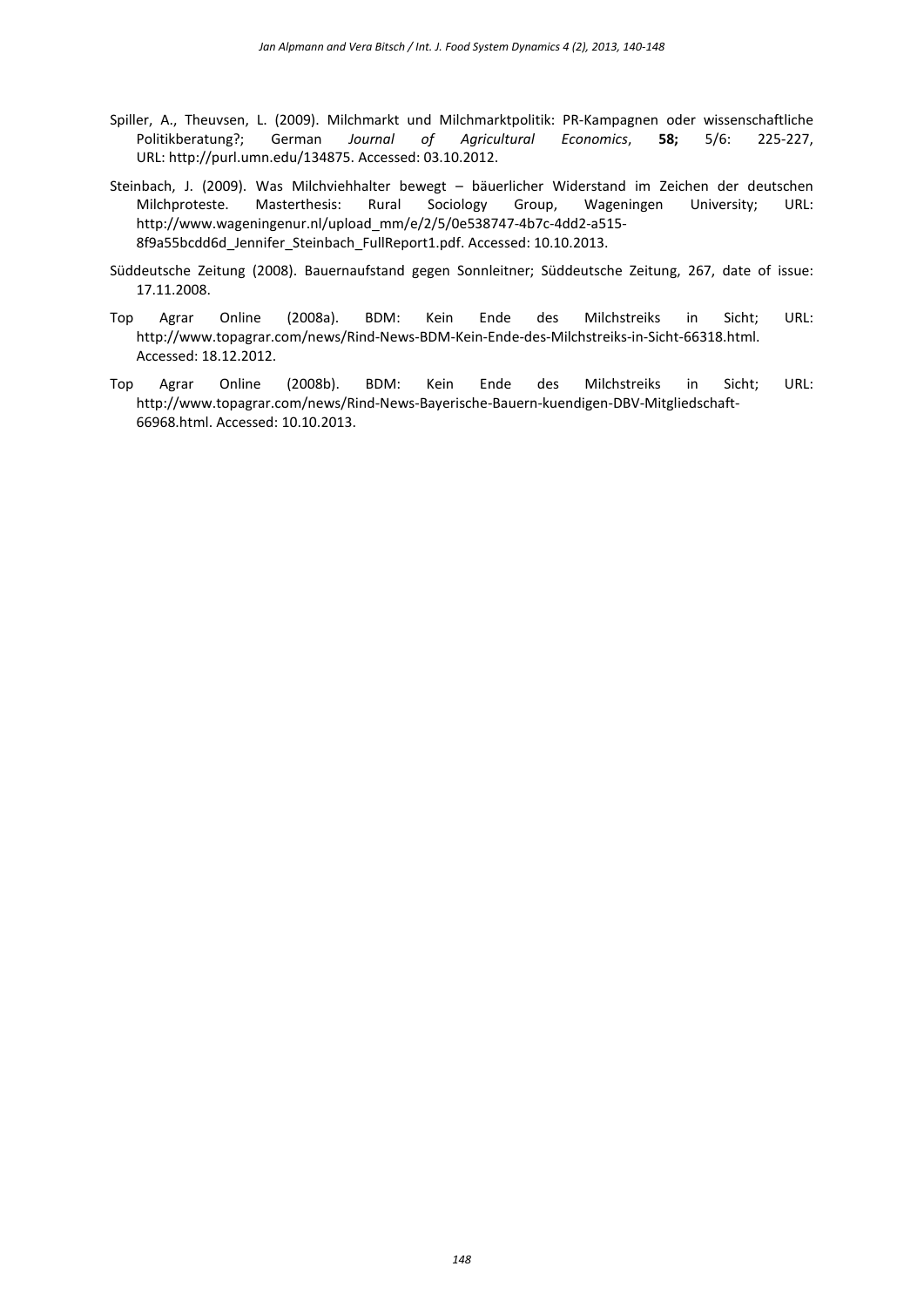Spiller, A., Theuvsen, L. (2009). Milchmarkt und Milchmarktpolitik: PR-Kampagnen oder wissenschaftliche Politikberatung?; German *Journal of Agricultural Economics*, **58;** 5/6: 225-227, URL: http://purl.umn.edu/134875. Accessed: 03.10.2012.

Steinbach, J. (2009). Was Milchviehhalter bewegt – bäuerlicher Widerstand im Zeichen der deutschen Milchproteste. Masterthesis: Rural Sociology Group, Wageningen University; URL: http://www.wageningenur.nl/upload_mm/e/2/5/0e538747-4b7c-4dd2-a515-8f9a55bcdd6d_Jennifer_Steinbach_FullReport1.pdf. Accessed: 10.10.2013.

Süddeutsche Zeitung (2008). Bauernaufstand gegen Sonnleitner; Süddeutsche Zeitung, 267, date of issue: 17.11.2008.

Top Agrar Online (2008a). BDM: Kein Ende des Milchstreiks in Sicht; URL: http://www.topagrar.com/news/Rind-News-BDM-Kein-Ende-des-Milchstreiks-in-Sicht-66318.html. Accessed: 18.12.2012.

Top Agrar Online (2008b). BDM: Kein Ende des Milchstreiks in Sicht; URL: http://www.topagrar.com/news/Rind-News-Bayerische-Bauern-kuendigen-DBV-Mitgliedschaft-66968.html. Accessed: 10.10.2013.